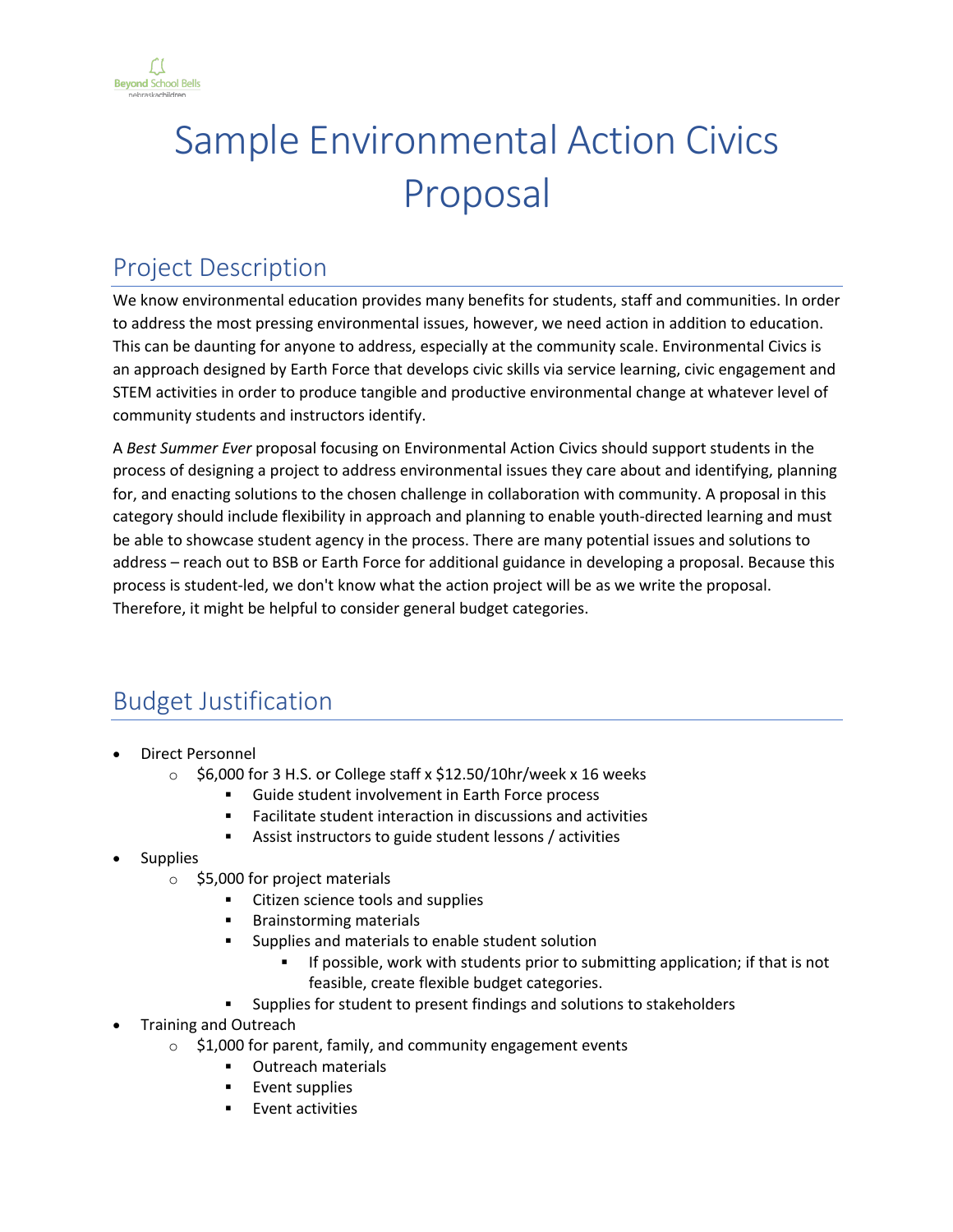# Sample Environmental Action Civics Proposal

## Project Description

We know environmental education provides many benefits for students, staff and communities. In order to address the most pressing environmental issues, however, we need action in addition to education. This can be daunting for anyone to address, especially at the community scale. Environmental Civics is an approach designed by Earth Force that develops civic skills via service learning, civic engagement and STEM activities in order to produce tangible and productive environmental change at whatever level of community students and instructors identify.

A *Best Summer Ever* proposal focusing on Environmental Action Civics should support students in the process of designing a project to address environmental issues they care about and identifying, planning for, and enacting solutions to the chosen challenge in collaboration with community. A proposal in this category should include flexibility in approach and planning to enable youth-directed learning and must be able to showcase student agency in the process. There are many potential issues and solutions to address – reach out to BSB or Earth Force for additional guidance in developing a proposal. Because this process is student-led, we don't know what the action project will be as we write the proposal. Therefore, it might be helpful to consider general budget categories.

## Budget Justification

- Direct Personnel
  - $6,000 for 3 H.S. or College staff x $12.50/10hr/week x 16 weeks
    - Guide student involvement in Earth Force process
    - Facilitate student interaction in discussions and activities
    - Assist instructors to guide student lessons / activities
- Supplies
  - $5,000 for project materials
    - Citizen science tools and supplies
    - Brainstorming materials
    - Supplies and materials to enable student solution
      - If possible, work with students prior to submitting application; if that is not feasible, create flexible budget categories.
    - Supplies for student to present findings and solutions to stakeholders
- Training and Outreach
  - $1,000 for parent, family, and community engagement events
    - Outreach materials
    - Event supplies
    - Event activities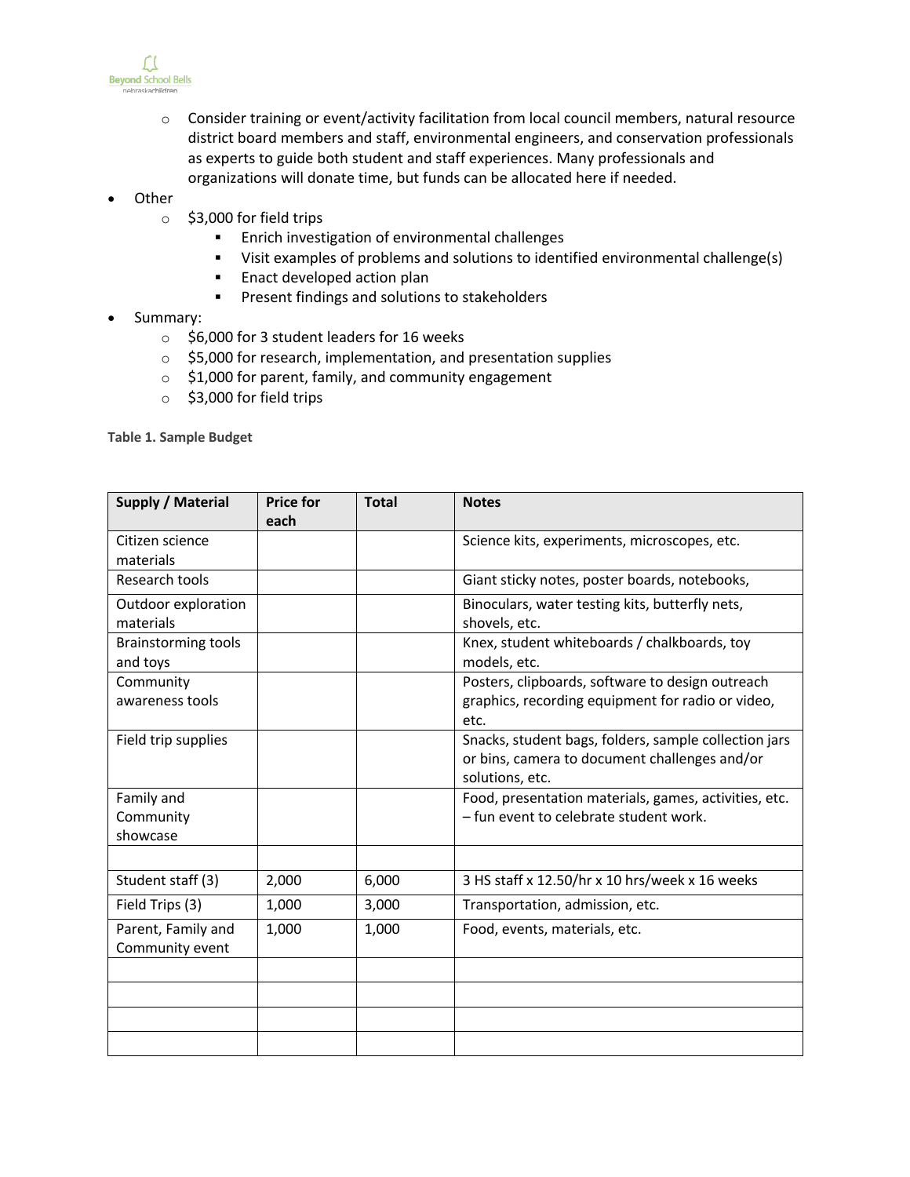- Consider training or event/activity facilitation from local council members, natural resource district board members and staff, environmental engineers, and conservation professionals as experts to guide both student and staff experiences. Many professionals and organizations will donate time, but funds can be allocated here if needed.
- Other
  - $3,000 for field trips
    - Enrich investigation of environmental challenges
    - Visit examples of problems and solutions to identified environmental challenge(s)
    - Enact developed action plan
    - Present findings and solutions to stakeholders
- Summary:
  - $6,000 for 3 student leaders for 16 weeks
  - $5,000 for research, implementation, and presentation supplies
  - $1,000 for parent, family, and community engagement
  - $3,000 for field trips

**Table 1. Sample Budget**

| Supply / Material | Price for each | Total | Notes |
|---|---|---|---|
| Citizen science materials | | | Science kits, experiments, microscopes, etc. |
| Research tools | | | Giant sticky notes, poster boards, notebooks, |
| Outdoor exploration materials | | | Binoculars, water testing kits, butterfly nets, shovels, etc. |
| Brainstorming tools and toys | | | Knex, student whiteboards / chalkboards, toy models, etc. |
| Community awareness tools | | | Posters, clipboards, software to design outreach graphics, recording equipment for radio or video, etc. |
| Field trip supplies | | | Snacks, student bags, folders, sample collection jars or bins, camera to document challenges and/or solutions, etc. |
| Family and Community showcase | | | Food, presentation materials, games, activities, etc. – fun event to celebrate student work. |
| | | | |
| Student staff (3) | 2,000 | 6,000 | 3 HS staff x 12.50/hr x 10 hrs/week x 16 weeks |
| Field Trips (3) | 1,000 | 3,000 | Transportation, admission, etc. |
| Parent, Family and Community event | 1,000 | 1,000 | Food, events, materials, etc. |
| | | | |
| | | | |
| | | | |
| | | | |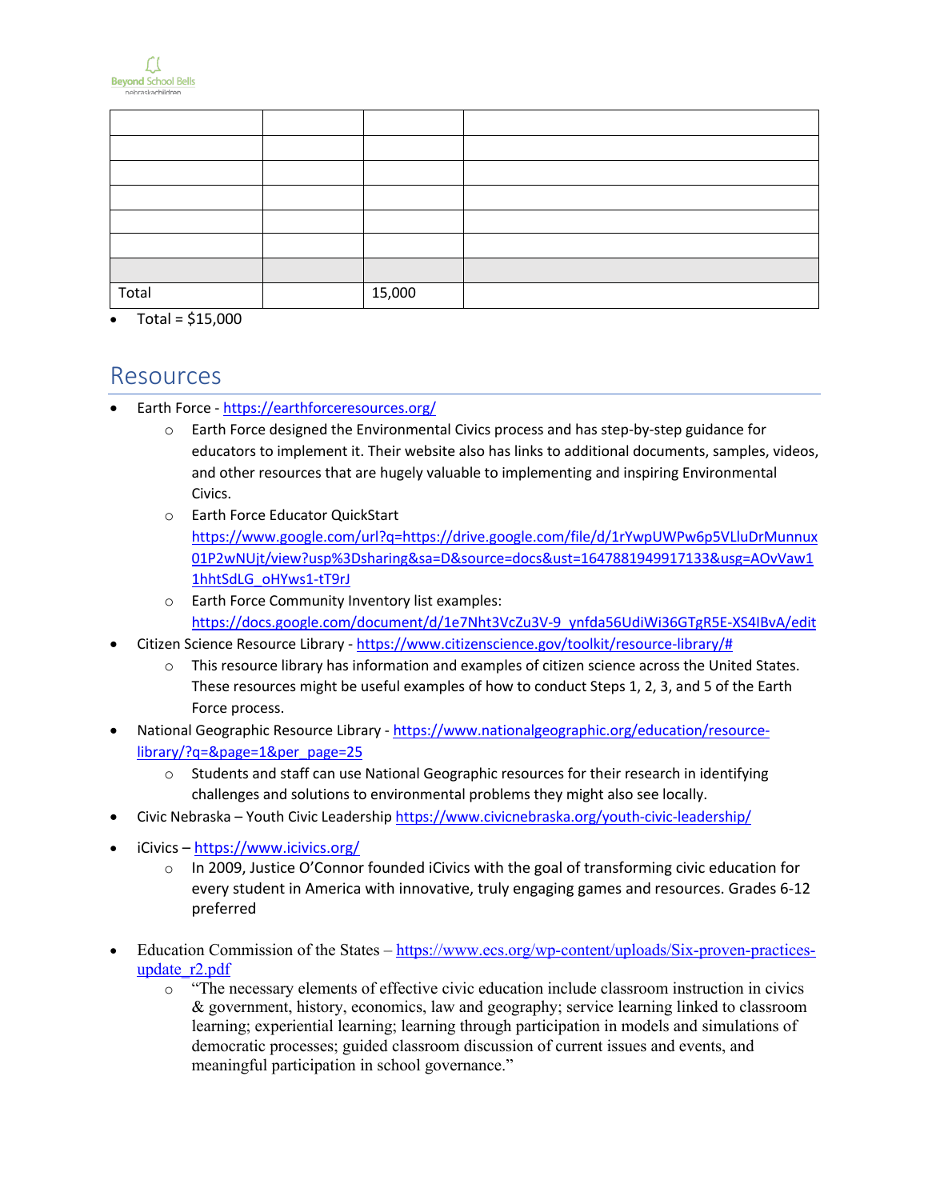| | | | |
|---|---|---|---|
| | | | |
| | | | |
| | | | |
| | | | |
| | | | |
| | | | |
| | | | |
| Total | | 15,000 | |

- Total = $15,000

## Resources

- Earth Force - https://earthforceresources.org/
  - Earth Force designed the Environmental Civics process and has step-by-step guidance for educators to implement it. Their website also has links to additional documents, samples, videos, and other resources that are hugely valuable to implementing and inspiring Environmental Civics.
  - Earth Force Educator QuickStart https://www.google.com/url?q=https://drive.google.com/file/d/1rYwpUWPw6p5VLluDrMunnux01P2wNUjt/view?usp%3Dsharing&sa=D&source=docs&ust=1647881949917133&usg=AOvVaw11hhtSdLG_oHYws1-tT9rJ
  - Earth Force Community Inventory list examples: https://docs.google.com/document/d/1e7Nht3VcZu3V-9_ynfda56UdiWi36GTgR5E-XS4IBvA/edit
- Citizen Science Resource Library - https://www.citizenscience.gov/toolkit/resource-library/#
  - This resource library has information and examples of citizen science across the United States. These resources might be useful examples of how to conduct Steps 1, 2, 3, and 5 of the Earth Force process.
- National Geographic Resource Library - https://www.nationalgeographic.org/education/resource-library/?q=&page=1&per_page=25
  - Students and staff can use National Geographic resources for their research in identifying challenges and solutions to environmental problems they might also see locally.
- Civic Nebraska – Youth Civic Leadership https://www.civicnebraska.org/youth-civic-leadership/
- iCivics – https://www.icivics.org/
  - In 2009, Justice O'Connor founded iCivics with the goal of transforming civic education for every student in America with innovative, truly engaging games and resources. Grades 6-12 preferred
- Education Commission of the States – https://www.ecs.org/wp-content/uploads/Six-proven-practices-update_r2.pdf
  - "The necessary elements of effective civic education include classroom instruction in civics & government, history, economics, law and geography; service learning linked to classroom learning; experiential learning; learning through participation in models and simulations of democratic processes; guided classroom discussion of current issues and events, and meaningful participation in school governance."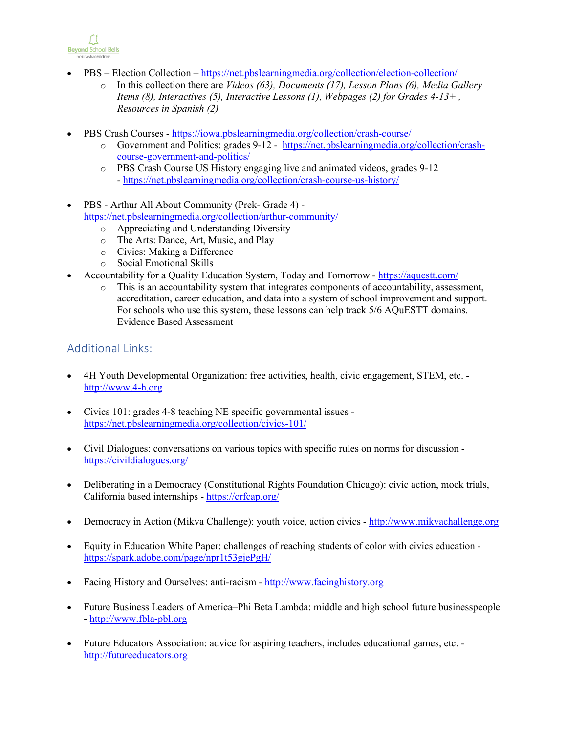- PBS – Election Collection – https://net.pbslearningmedia.org/collection/election-collection/
  - In this collection there are *Videos (63), Documents (17), Lesson Plans (6), Media Gallery Items (8), Interactives (5), Interactive Lessons (1), Webpages (2) for Grades 4-13+ , Resources in Spanish (2)*

- PBS Crash Courses - https://iowa.pbslearningmedia.org/collection/crash-course/
  - Government and Politics: grades 9-12 - https://net.pbslearningmedia.org/collection/crash-course-government-and-politics/
  - PBS Crash Course US History engaging live and animated videos, grades 9-12 - https://net.pbslearningmedia.org/collection/crash-course-us-history/

- PBS - Arthur All About Community (Prek- Grade 4) - https://net.pbslearningmedia.org/collection/arthur-community/
  - Appreciating and Understanding Diversity
  - The Arts: Dance, Art, Music, and Play
  - Civics: Making a Difference
  - Social Emotional Skills
- Accountability for a Quality Education System, Today and Tomorrow - https://aquestt.com/
  - This is an accountability system that integrates components of accountability, assessment, accreditation, career education, and data into a system of school improvement and support. For schools who use this system, these lessons can help track 5/6 AQuESTT domains. Evidence Based Assessment

## Additional Links:

- 4H Youth Developmental Organization: free activities, health, civic engagement, STEM, etc. - http://www.4-h.org

- Civics 101: grades 4-8 teaching NE specific governmental issues - https://net.pbslearningmedia.org/collection/civics-101/

- Civil Dialogues: conversations on various topics with specific rules on norms for discussion - https://civildialogues.org/

- Deliberating in a Democracy (Constitutional Rights Foundation Chicago): civic action, mock trials, California based internships - https://crfcap.org/

- Democracy in Action (Mikva Challenge): youth voice, action civics - http://www.mikvachallenge.org

- Equity in Education White Paper: challenges of reaching students of color with civics education - https://spark.adobe.com/page/npr1t53gjePgH/

- Facing History and Ourselves: anti-racism - http://www.facinghistory.org

- Future Business Leaders of America–Phi Beta Lambda: middle and high school future businesspeople - http://www.fbla-pbl.org

- Future Educators Association: advice for aspiring teachers, includes educational games, etc. - http://futureeducators.org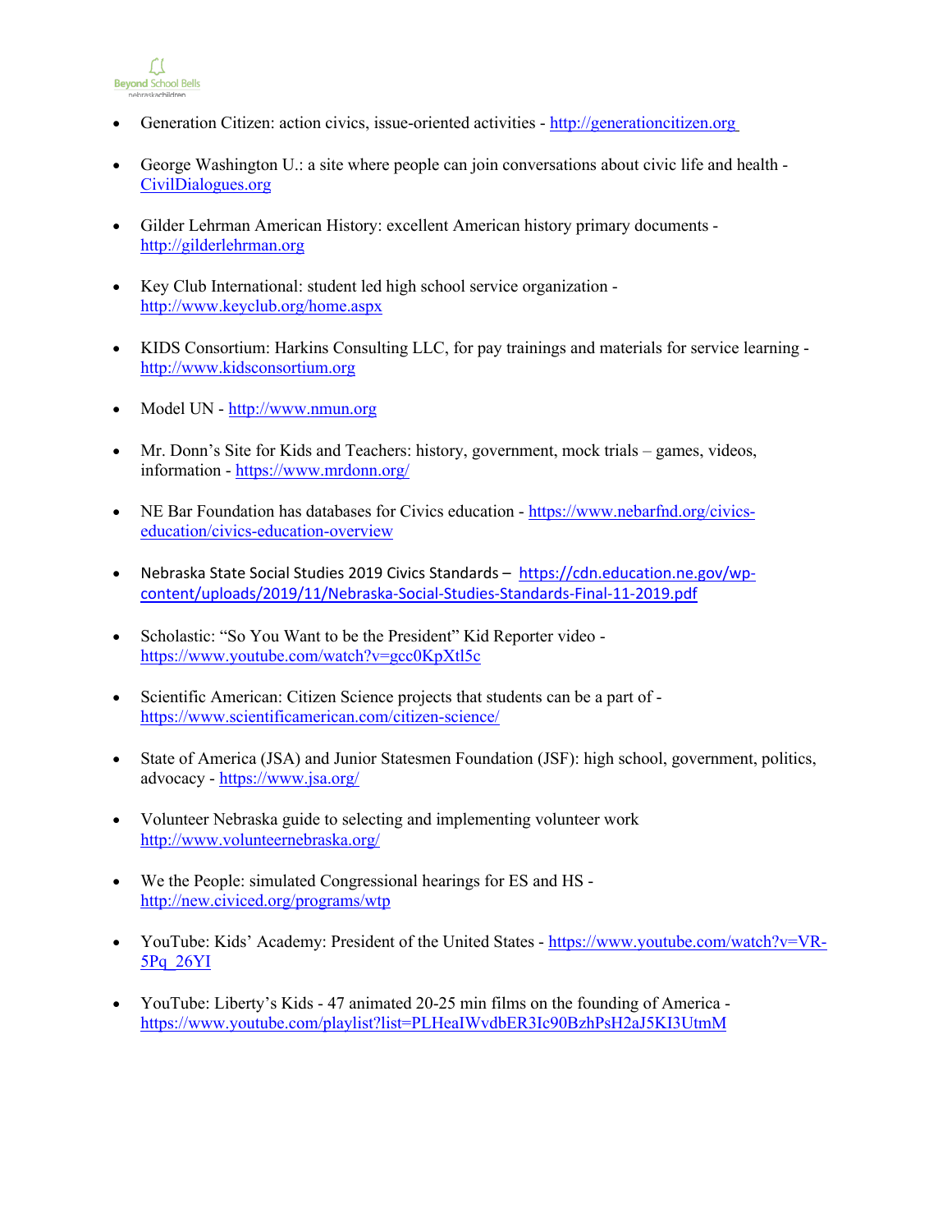- Generation Citizen: action civics, issue-oriented activities - http://generationcitizen.org
- George Washington U.: a site where people can join conversations about civic life and health - CivilDialogues.org
- Gilder Lehrman American History: excellent American history primary documents - http://gilderlehrman.org
- Key Club International: student led high school service organization - http://www.keyclub.org/home.aspx
- KIDS Consortium: Harkins Consulting LLC, for pay trainings and materials for service learning - http://www.kidsconsortium.org
- Model UN - http://www.nmun.org
- Mr. Donn's Site for Kids and Teachers: history, government, mock trials – games, videos, information - https://www.mrdonn.org/
- NE Bar Foundation has databases for Civics education - https://www.nebarfnd.org/civics-education/civics-education-overview
- Nebraska State Social Studies 2019 Civics Standards – https://cdn.education.ne.gov/wp-content/uploads/2019/11/Nebraska-Social-Studies-Standards-Final-11-2019.pdf
- Scholastic: "So You Want to be the President" Kid Reporter video - https://www.youtube.com/watch?v=gcc0KpXtl5c
- Scientific American: Citizen Science projects that students can be a part of - https://www.scientificamerican.com/citizen-science/
- State of America (JSA) and Junior Statesmen Foundation (JSF): high school, government, politics, advocacy - https://www.jsa.org/
- Volunteer Nebraska guide to selecting and implementing volunteer work http://www.volunteernebraska.org/
- We the People: simulated Congressional hearings for ES and HS - http://new.civiced.org/programs/wtp
- YouTube: Kids' Academy: President of the United States - https://www.youtube.com/watch?v=VR-5Pq_26YI
- YouTube: Liberty's Kids - 47 animated 20-25 min films on the founding of America - https://www.youtube.com/playlist?list=PLHeaIWvdbER3Ic90BzhPsH2aJ5KI3UtmM